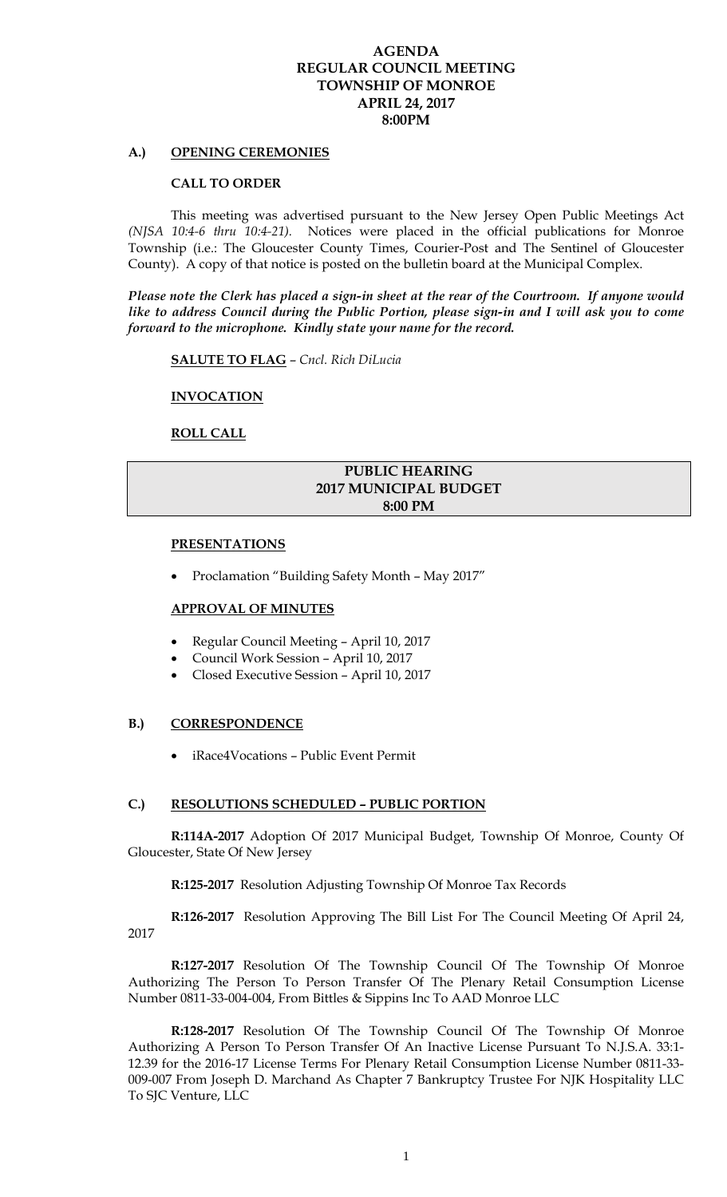# AGENDA
# REGULAR COUNCIL MEETING
# TOWNSHIP OF MONROE
# APRIL 24, 2017
# 8:00PM

## A.) OPENING CEREMONIES

### CALL TO ORDER

This meeting was advertised pursuant to the New Jersey Open Public Meetings Act *(NJSA 10:4-6 thru 10:4-21).* Notices were placed in the official publications for Monroe Township (i.e.: The Gloucester County Times, Courier-Post and The Sentinel of Gloucester County). A copy of that notice is posted on the bulletin board at the Municipal Complex.

***Please note the Clerk has placed a sign-in sheet at the rear of the Courtroom. If anyone would like to address Council during the Public Portion, please sign-in and I will ask you to come forward to the microphone. Kindly state your name for the record.***

**SALUTE TO FLAG** – *Cncl. Rich DiLucia*

**INVOCATION**

**ROLL CALL**

| **PUBLIC HEARING** |
|---|
| **2017 MUNICIPAL BUDGET** |
| **8:00 PM** |

**PRESENTATIONS**

- Proclamation "Building Safety Month – May 2017"

**APPROVAL OF MINUTES**

- Regular Council Meeting – April 10, 2017
- Council Work Session – April 10, 2017
- Closed Executive Session – April 10, 2017

## B.) CORRESPONDENCE

- iRace4Vocations – Public Event Permit

## C.) RESOLUTIONS SCHEDULED – PUBLIC PORTION

**R:114A-2017** Adoption Of 2017 Municipal Budget, Township Of Monroe, County Of Gloucester, State Of New Jersey

**R:125-2017** Resolution Adjusting Township Of Monroe Tax Records

**R:126-2017** Resolution Approving The Bill List For The Council Meeting Of April 24, 2017

**R:127-2017** Resolution Of The Township Council Of The Township Of Monroe Authorizing The Person To Person Transfer Of The Plenary Retail Consumption License Number 0811-33-004-004, From Bittles & Sippins Inc To AAD Monroe LLC

**R:128-2017** Resolution Of The Township Council Of The Township Of Monroe Authorizing A Person To Person Transfer Of An Inactive License Pursuant To N.J.S.A. 33:1-12.39 for the 2016-17 License Terms For Plenary Retail Consumption License Number 0811-33-009-007 From Joseph D. Marchand As Chapter 7 Bankruptcy Trustee For NJK Hospitality LLC To SJC Venture, LLC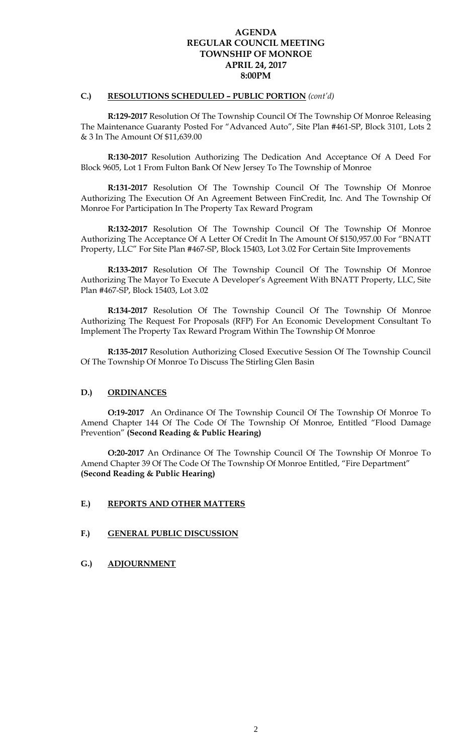**AGENDA**
**REGULAR COUNCIL MEETING**
**TOWNSHIP OF MONROE**
**APRIL 24, 2017**
**8:00PM**

## C.) RESOLUTIONS SCHEDULED – PUBLIC PORTION *(cont'd)*

**R:129-2017** Resolution Of The Township Council Of The Township Of Monroe Releasing The Maintenance Guaranty Posted For "Advanced Auto", Site Plan #461-SP, Block 3101, Lots 2 & 3 In The Amount Of $11,639.00

**R:130-2017** Resolution Authorizing The Dedication And Acceptance Of A Deed For Block 9605, Lot 1 From Fulton Bank Of New Jersey To The Township of Monroe

**R:131-2017** Resolution Of The Township Council Of The Township Of Monroe Authorizing The Execution Of An Agreement Between FinCredit, Inc. And The Township Of Monroe For Participation In The Property Tax Reward Program

**R:132-2017** Resolution Of The Township Council Of The Township Of Monroe Authorizing The Acceptance Of A Letter Of Credit In The Amount Of $150,957.00 For "BNATT Property, LLC" For Site Plan #467-SP, Block 15403, Lot 3.02 For Certain Site Improvements

**R:133-2017** Resolution Of The Township Council Of The Township Of Monroe Authorizing The Mayor To Execute A Developer's Agreement With BNATT Property, LLC, Site Plan #467-SP, Block 15403, Lot 3.02

**R:134-2017** Resolution Of The Township Council Of The Township Of Monroe Authorizing The Request For Proposals (RFP) For An Economic Development Consultant To Implement The Property Tax Reward Program Within The Township Of Monroe

**R:135-2017** Resolution Authorizing Closed Executive Session Of The Township Council Of The Township Of Monroe To Discuss The Stirling Glen Basin

## D.) ORDINANCES

**O:19-2017** An Ordinance Of The Township Council Of The Township Of Monroe To Amend Chapter 144 Of The Code Of The Township Of Monroe, Entitled "Flood Damage Prevention" **(Second Reading & Public Hearing)**

**O:20-2017** An Ordinance Of The Township Council Of The Township Of Monroe To Amend Chapter 39 Of The Code Of The Township Of Monroe Entitled, "Fire Department" **(Second Reading & Public Hearing)**

## E.) REPORTS AND OTHER MATTERS

## F.) GENERAL PUBLIC DISCUSSION

## G.) ADJOURNMENT